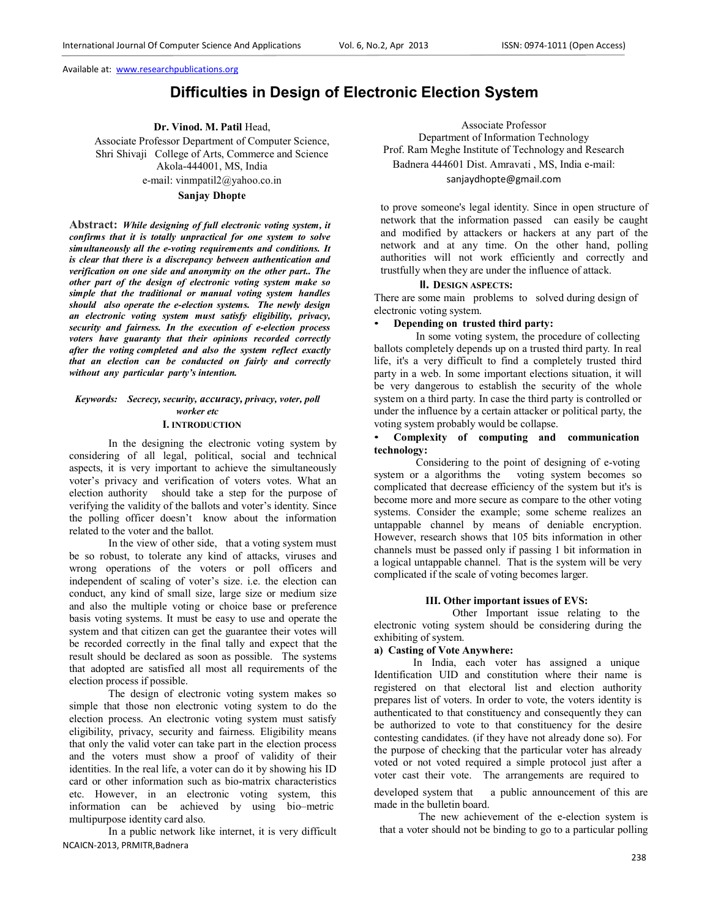Available at: www.researchpublications.org

# Difficulties in Design of Electronic Election System

**Dr. Vinod. M. Patil** Head,
Associate Professor Department of Computer Science,
Shri Shivaji College of Arts, Commerce and Science
Akola-444001, MS, India
e-mail: vinmpatil2@yahoo.co.in

**Sanjay Dhopte**
Associate Professor
Department of Information Technology
Prof. Ram Meghe Institute of Technology and Research
Badnera 444601 Dist. Amravati , MS, India e-mail: sanjaydhopte@gmail.com

**Abstract:** ***While designing of full electronic voting system, it confirms that it is totally unpractical for one system to solve simultaneously all the e-voting requirements and conditions. It is clear that there is a discrepancy between authentication and verification on one side and anonymity on the other part.. The other part of the design of electronic voting system make so simple that the traditional or manual voting system handles should also operate the e-election systems. The newly design an electronic voting system must satisfy eligibility, privacy, security and fairness. In the execution of e-election process voters have guaranty that their opinions recorded correctly after the voting completed and also the system reflect exactly that an election can be conducted on fairly and correctly without any particular party's intention.***

***Keywords:*** *Secrecy, security, accuracy, privacy, voter, poll worker etc*

## I. INTRODUCTION

In the designing the electronic voting system by considering of all legal, political, social and technical aspects, it is very important to achieve the simultaneously voter's privacy and verification of voters votes. What an election authority should take a step for the purpose of verifying the validity of the ballots and voter's identity. Since the polling officer doesn't know about the information related to the voter and the ballot.

In the view of other side, that a voting system must be so robust, to tolerate any kind of attacks, viruses and wrong operations of the voters or poll officers and independent of scaling of voter's size. i.e. the election can conduct, any kind of small size, large size or medium size and also the multiple voting or choice base or preference basis voting systems. It must be easy to use and operate the system and that citizen can get the guarantee their votes will be recorded correctly in the final tally and expect that the result should be declared as soon as possible. The systems that adopted are satisfied all most all requirements of the election process if possible.

The design of electronic voting system makes so simple that those non electronic voting system to do the election process. An electronic voting system must satisfy eligibility, privacy, security and fairness. Eligibility means that only the valid voter can take part in the election process and the voters must show a proof of validity of their identities. In the real life, a voter can do it by showing his ID card or other information such as bio-matrix characteristics etc. However, in an electronic voting system, this information can be achieved by using bio–metric multipurpose identity card also.

In a public network like internet, it is very difficult to prove someone's legal identity. Since in open structure of network that the information passed can easily be caught and modified by attackers or hackers at any part of the network and at any time. On the other hand, polling authorities will not work efficiently and correctly and trustfully when they are under the influence of attack.

## II. DESIGN ASPECTS:

There are some main problems to solved during design of electronic voting system.

- **Depending on trusted third party:**

In some voting system, the procedure of collecting ballots completely depends up on a trusted third party. In real life, it's a very difficult to find a completely trusted third party in a web. In some important elections situation, it will be very dangerous to establish the security of the whole system on a third party. In case the third party is controlled or under the influence by a certain attacker or political party, the voting system probably would be collapse.

- **Complexity of computing and communication technology:**

Considering to the point of designing of e-voting system or a algorithms the voting system becomes so complicated that decrease efficiency of the system but it's is become more and more secure as compare to the other voting systems. Consider the example; some scheme realizes an untappable channel by means of deniable encryption. However, research shows that 105 bits information in other channels must be passed only if passing 1 bit information in a logical untappable channel. That is the system will be very complicated if the scale of voting becomes larger.

## III. Other important issues of EVS:

Other Important issue relating to the electronic voting system should be considering during the exhibiting of system.

**a) Casting of Vote Anywhere:**

In India, each voter has assigned a unique Identification UID and constitution where their name is registered on that electoral list and election authority prepares list of voters. In order to vote, the voters identity is authenticated to that constituency and consequently they can be authorized to vote to that constituency for the desire contesting candidates. (if they have not already done so). For the purpose of checking that the particular voter has already voted or not voted required a simple protocol just after a voter cast their vote. The arrangements are required to developed system that a public announcement of this are made in the bulletin board.

The new achievement of the e-election system is that a voter should not be binding to go to a particular polling

NCAICN-2013, PRMITR,Badnera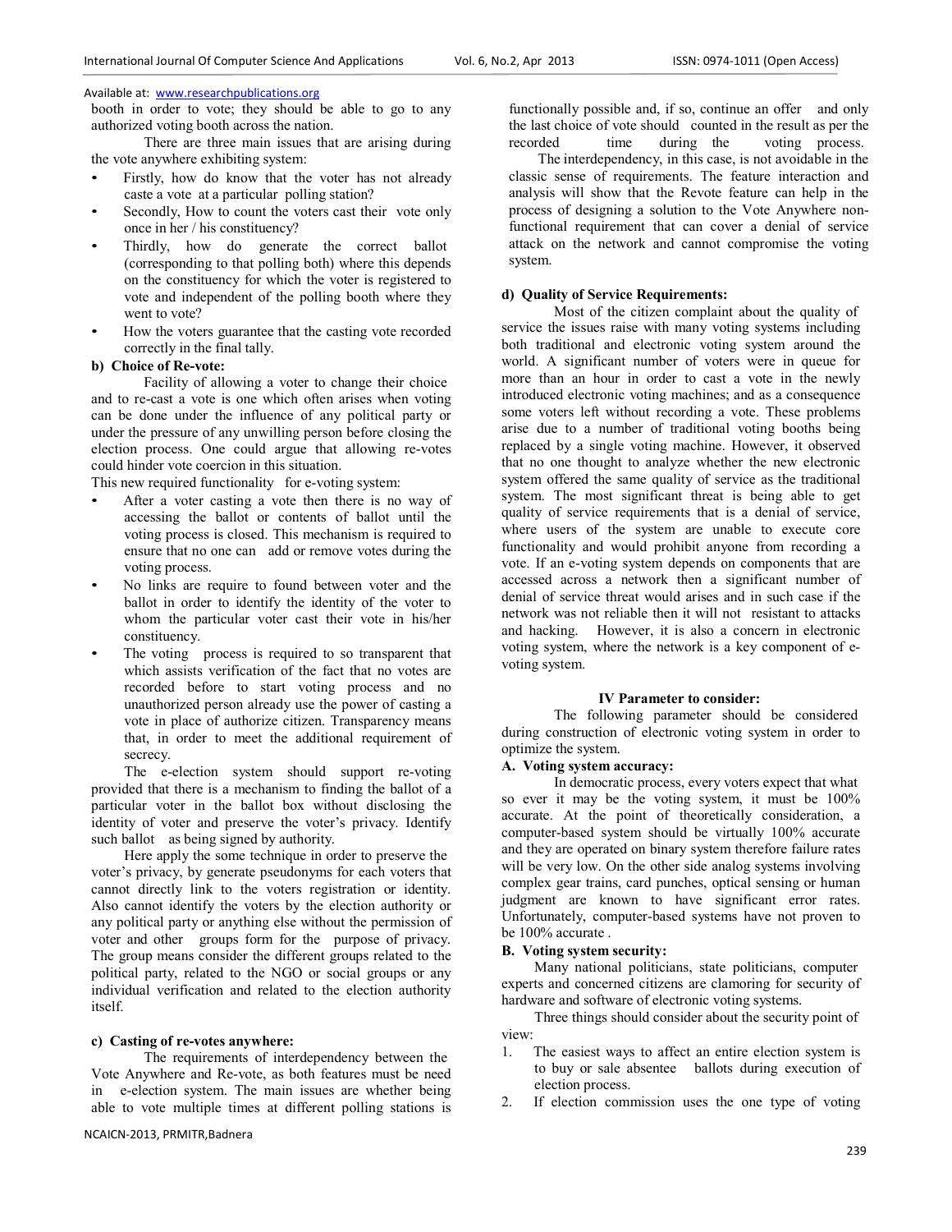booth in order to vote; they should be able to go to any authorized voting booth across the nation.

There are three main issues that are arising during the vote anywhere exhibiting system:

- Firstly, how do know that the voter has not already caste a vote at a particular polling station?
- Secondly, How to count the voters cast their vote only once in her / his constituency?
- Thirdly, how do generate the correct ballot (corresponding to that polling both) where this depends on the constituency for which the voter is registered to vote and independent of the polling booth where they went to vote?
- How the voters guarantee that the casting vote recorded correctly in the final tally.

**b) Choice of Re-vote:**

Facility of allowing a voter to change their choice and to re-cast a vote is one which often arises when voting can be done under the influence of any political party or under the pressure of any unwilling person before closing the election process. One could argue that allowing re-votes could hinder vote coercion in this situation.

This new required functionality for e-voting system:

- After a voter casting a vote then there is no way of accessing the ballot or contents of ballot until the voting process is closed. This mechanism is required to ensure that no one can add or remove votes during the voting process.
- No links are require to found between voter and the ballot in order to identify the identity of the voter to whom the particular voter cast their vote in his/her constituency.
- The voting process is required to so transparent that which assists verification of the fact that no votes are recorded before to start voting process and no unauthorized person already use the power of casting a vote in place of authorize citizen. Transparency means that, in order to meet the additional requirement of secrecy.

The e-election system should support re-voting provided that there is a mechanism to finding the ballot of a particular voter in the ballot box without disclosing the identity of voter and preserve the voter's privacy. Identify such ballot as being signed by authority.

Here apply the some technique in order to preserve the voter's privacy, by generate pseudonyms for each voters that cannot directly link to the voters registration or identity. Also cannot identify the voters by the election authority or any political party or anything else without the permission of voter and other groups form for the purpose of privacy. The group means consider the different groups related to the political party, related to the NGO or social groups or any individual verification and related to the election authority itself.

**c) Casting of re-votes anywhere:**

The requirements of interdependency between the Vote Anywhere and Re-vote, as both features must be need in e-election system. The main issues are whether being able to vote multiple times at different polling stations is functionally possible and, if so, continue an offer and only the last choice of vote should counted in the result as per the recorded time during the voting process.

The interdependency, in this case, is not avoidable in the classic sense of requirements. The feature interaction and analysis will show that the Revote feature can help in the process of designing a solution to the Vote Anywhere non-functional requirement that can cover a denial of service attack on the network and cannot compromise the voting system.

**d) Quality of Service Requirements:**

Most of the citizen complaint about the quality of service the issues raise with many voting systems including both traditional and electronic voting system around the world. A significant number of voters were in queue for more than an hour in order to cast a vote in the newly introduced electronic voting machines; and as a consequence some voters left without recording a vote. These problems arise due to a number of traditional voting booths being replaced by a single voting machine. However, it observed that no one thought to analyze whether the new electronic system offered the same quality of service as the traditional system. The most significant threat is being able to get quality of service requirements that is a denial of service, where users of the system are unable to execute core functionality and would prohibit anyone from recording a vote. If an e-voting system depends on components that are accessed across a network then a significant number of denial of service threat would arises and in such case if the network was not reliable then it will not resistant to attacks and hacking. However, it is also a concern in electronic voting system, where the network is a key component of e-voting system.

## IV Parameter to consider:

The following parameter should be considered during construction of electronic voting system in order to optimize the system.

**A. Voting system accuracy:**

In democratic process, every voters expect that what so ever it may be the voting system, it must be 100% accurate. At the point of theoretically consideration, a computer-based system should be virtually 100% accurate and they are operated on binary system therefore failure rates will be very low. On the other side analog systems involving complex gear trains, card punches, optical sensing or human judgment are known to have significant error rates. Unfortunately, computer-based systems have not proven to be 100% accurate .

**B. Voting system security:**

Many national politicians, state politicians, computer experts and concerned citizens are clamoring for security of hardware and software of electronic voting systems.

Three things should consider about the security point of view:

1. The easiest ways to affect an entire election system is to buy or sale absentee ballots during execution of election process.
2. If election commission uses the one type of voting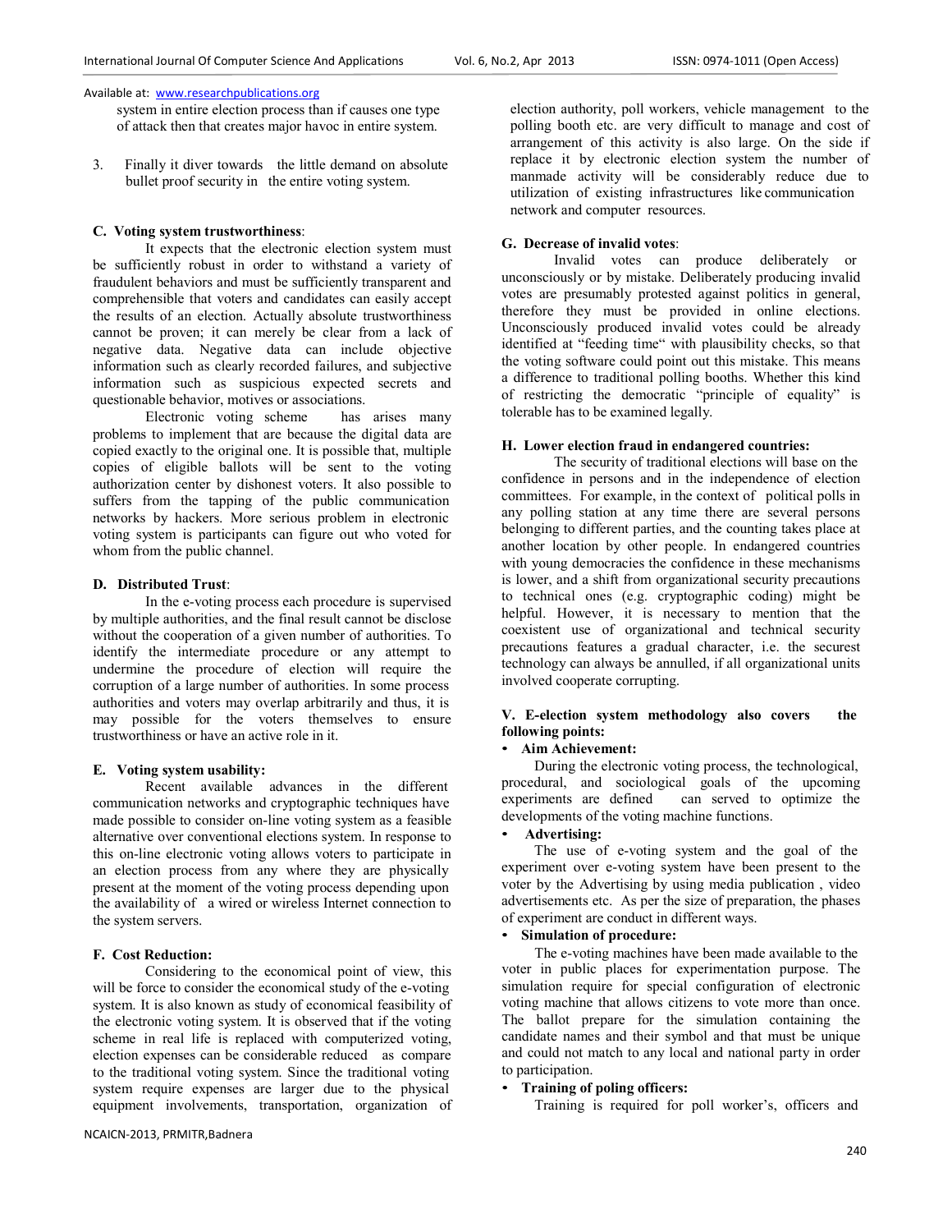system in entire election process than if causes one type of attack then that creates major havoc in entire system.

3. Finally it diver towards the little demand on absolute bullet proof security in the entire voting system.

**C. Voting system trustworthiness**:

It expects that the electronic election system must be sufficiently robust in order to withstand a variety of fraudulent behaviors and must be sufficiently transparent and comprehensible that voters and candidates can easily accept the results of an election. Actually absolute trustworthiness cannot be proven; it can merely be clear from a lack of negative data. Negative data can include objective information such as clearly recorded failures, and subjective information such as suspicious expected secrets and questionable behavior, motives or associations.

Electronic voting scheme has arises many problems to implement that are because the digital data are copied exactly to the original one. It is possible that, multiple copies of eligible ballots will be sent to the voting authorization center by dishonest voters. It also possible to suffers from the tapping of the public communication networks by hackers. More serious problem in electronic voting system is participants can figure out who voted for whom from the public channel.

**D. Distributed Trust**:

In the e-voting process each procedure is supervised by multiple authorities, and the final result cannot be disclose without the cooperation of a given number of authorities. To identify the intermediate procedure or any attempt to undermine the procedure of election will require the corruption of a large number of authorities. In some process authorities and voters may overlap arbitrarily and thus, it is may possible for the voters themselves to ensure trustworthiness or have an active role in it.

**E. Voting system usability:**

Recent available advances in the different communication networks and cryptographic techniques have made possible to consider on-line voting system as a feasible alternative over conventional elections system. In response to this on-line electronic voting allows voters to participate in an election process from any where they are physically present at the moment of the voting process depending upon the availability of a wired or wireless Internet connection to the system servers.

**F. Cost Reduction:**

Considering to the economical point of view, this will be force to consider the economical study of the e-voting system. It is also known as study of economical feasibility of the electronic voting system. It is observed that if the voting scheme in real life is replaced with computerized voting, election expenses can be considerable reduced as compare to the traditional voting system. Since the traditional voting system require expenses are larger due to the physical equipment involvements, transportation, organization of election authority, poll workers, vehicle management to the polling booth etc. are very difficult to manage and cost of arrangement of this activity is also large. On the side if replace it by electronic election system the number of manmade activity will be considerably reduce due to utilization of existing infrastructures like communication network and computer resources.

**G. Decrease of invalid votes**:

Invalid votes can produce deliberately or unconsciously or by mistake. Deliberately producing invalid votes are presumably protested against politics in general, therefore they must be provided in online elections. Unconsciously produced invalid votes could be already identified at "feeding time" with plausibility checks, so that the voting software could point out this mistake. This means a difference to traditional polling booths. Whether this kind of restricting the democratic "principle of equality" is tolerable has to be examined legally.

**H. Lower election fraud in endangered countries:**

The security of traditional elections will base on the confidence in persons and in the independence of election committees. For example, in the context of political polls in any polling station at any time there are several persons belonging to different parties, and the counting takes place at another location by other people. In endangered countries with young democracies the confidence in these mechanisms is lower, and a shift from organizational security precautions to technical ones (e.g. cryptographic coding) might be helpful. However, it is necessary to mention that the coexistent use of organizational and technical security precautions features a gradual character, i.e. the securest technology can always be annulled, if all organizational units involved cooperate corrupting.

## V. E-election system methodology also covers the following points:

- **Aim Achievement:**

During the electronic voting process, the technological, procedural, and sociological goals of the upcoming experiments are defined can served to optimize the developments of the voting machine functions.

- **Advertising:**

The use of e-voting system and the goal of the experiment over e-voting system have been present to the voter by the Advertising by using media publication , video advertisements etc. As per the size of preparation, the phases of experiment are conduct in different ways.

- **Simulation of procedure:**

The e-voting machines have been made available to the voter in public places for experimentation purpose. The simulation require for special configuration of electronic voting machine that allows citizens to vote more than once. The ballot prepare for the simulation containing the candidate names and their symbol and that must be unique and could not match to any local and national party in order to participation.

- **Training of poling officers:**

Training is required for poll worker's, officers and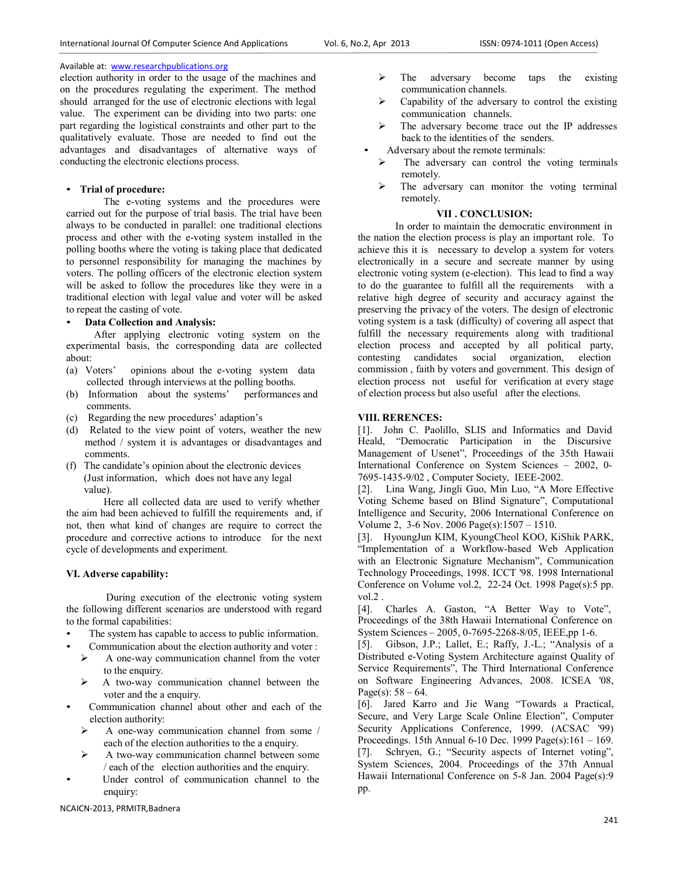election authority in order to the usage of the machines and on the procedures regulating the experiment. The method should arranged for the use of electronic elections with legal value. The experiment can be dividing into two parts: one part regarding the logistical constraints and other part to the qualitatively evaluate. Those are needed to find out the advantages and disadvantages of alternative ways of conducting the electronic elections process.

- **Trial of procedure:**

The e-voting systems and the procedures were carried out for the purpose of trial basis. The trial have been always to be conducted in parallel: one traditional elections process and other with the e-voting system installed in the polling booths where the voting is taking place that dedicated to personnel responsibility for managing the machines by voters. The polling officers of the electronic election system will be asked to follow the procedures like they were in a traditional election with legal value and voter will be asked to repeat the casting of vote.

- **Data Collection and Analysis:**

After applying electronic voting system on the experimental basis, the corresponding data are collected about:

(a) Voters' opinions about the e-voting system data collected through interviews at the polling booths.
(b) Information about the systems' performances and comments.
(c) Regarding the new procedures' adaption's
(d) Related to the view point of voters, weather the new method / system it is advantages or disadvantages and comments.
(f) The candidate's opinion about the electronic devices (Just information, which does not have any legal value).

Here all collected data are used to verify whether the aim had been achieved to fulfill the requirements and, if not, then what kind of changes are require to correct the procedure and corrective actions to introduce for the next cycle of developments and experiment.

## VI. Adverse capability:

During execution of the electronic voting system the following different scenarios are understood with regard to the formal capabilities:

- The system has capable to access to public information.
- Communication about the election authority and voter :
  - A one-way communication channel from the voter to the enquiry.
  - A two-way communication channel between the voter and the a enquiry.
- Communication channel about other and each of the election authority:
  - A one-way communication channel from some / each of the election authorities to the a enquiry.
  - A two-way communication channel between some / each of the election authorities and the enquiry.
- Under control of communication channel to the enquiry:
  - The adversary become taps the existing communication channels.
  - Capability of the adversary to control the existing communication channels.
  - The adversary become trace out the IP addresses back to the identities of the senders.
- Adversary about the remote terminals:
  - The adversary can control the voting terminals remotely.
  - The adversary can monitor the voting terminal remotely.

## VII . CONCLUSION:

In order to maintain the democratic environment in the nation the election process is play an important role. To achieve this it is necessary to develop a system for voters electronically in a secure and secreate manner by using electronic voting system (e-election). This lead to find a way to do the guarantee to fulfill all the requirements with a relative high degree of security and accuracy against the preserving the privacy of the voters. The design of electronic voting system is a task (difficulty) of covering all aspect that fulfill the necessary requirements along with traditional election process and accepted by all political party, contesting candidates social organization, election commission , faith by voters and government. This design of election process not useful for verification at every stage of election process but also useful after the elections.

## VIII. RERENCES:

[1]. John C. Paolillo, SLIS and Informatics and David Heald, "Democratic Participation in the Discursive Management of Usenet", Proceedings of the 35th Hawaii International Conference on System Sciences – 2002, 0-7695-1435-9/02 , Computer Society, IEEE-2002.

[2]. Lina Wang, Jingli Guo, Min Luo, "A More Effective Voting Scheme based on Blind Signature", Computational Intelligence and Security, 2006 International Conference on Volume 2, 3-6 Nov. 2006 Page(s):1507 – 1510.

[3]. HyoungJun KIM, KyoungCheol KOO, KiShik PARK, "Implementation of a Workflow-based Web Application with an Electronic Signature Mechanism", Communication Technology Proceedings, 1998. ICCT '98. 1998 International Conference on Volume vol.2, 22-24 Oct. 1998 Page(s):5 pp. vol.2 .

[4]. Charles A. Gaston, "A Better Way to Vote", Proceedings of the 38th Hawaii International Conference on System Sciences – 2005, 0-7695-2268-8/05, IEEE,pp 1-6.

[5]. Gibson, J.P.; Lallet, E.; Raffy, J.-L.; "Analysis of a Distributed e-Voting System Architecture against Quality of Service Requirements", The Third International Conference on Software Engineering Advances, 2008. ICSEA '08, Page(s): 58 – 64.

[6]. Jared Karro and Jie Wang "Towards a Practical, Secure, and Very Large Scale Online Election", Computer Security Applications Conference, 1999. (ACSAC '99) Proceedings. 15th Annual 6-10 Dec. 1999 Page(s):161 – 169.

[7]. Schryen, G.; "Security aspects of Internet voting", System Sciences, 2004. Proceedings of the 37th Annual Hawaii International Conference on 5-8 Jan. 2004 Page(s):9 pp.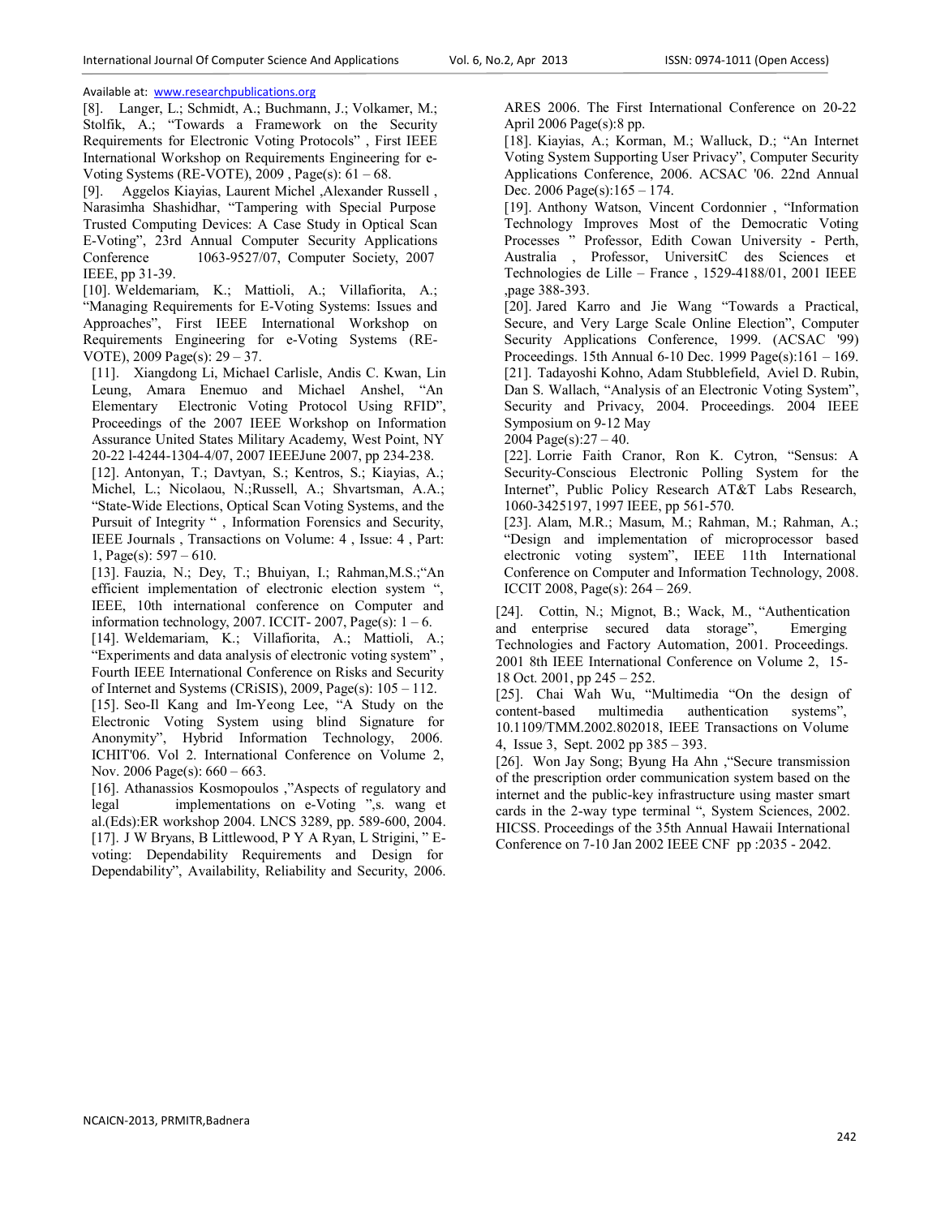Available at: www.researchpublications.org

[8]. Langer, L.; Schmidt, A.; Buchmann, J.; Volkamer, M.; Stolfik, A.; "Towards a Framework on the Security Requirements for Electronic Voting Protocols" , First IEEE International Workshop on Requirements Engineering for e-Voting Systems (RE-VOTE), 2009 , Page(s): 61 – 68.

[9]. Aggelos Kiayias, Laurent Michel ,Alexander Russell , Narasimha Shashidhar, "Tampering with Special Purpose Trusted Computing Devices: A Case Study in Optical Scan E-Voting", 23rd Annual Computer Security Applications Conference 1063-9527/07, Computer Society, 2007 IEEE, pp 31-39.

[10]. Weldemariam, K.; Mattioli, A.; Villafiorita, A.; "Managing Requirements for E-Voting Systems: Issues and Approaches", First IEEE International Workshop on Requirements Engineering for e-Voting Systems (RE-VOTE), 2009 Page(s): 29 – 37.

[11]. Xiangdong Li, Michael Carlisle, Andis C. Kwan, Lin Leung, Amara Enemuo and Michael Anshel, "An Elementary Electronic Voting Protocol Using RFID", Proceedings of the 2007 IEEE Workshop on Information Assurance United States Military Academy, West Point, NY 20-22 l-4244-1304-4/07, 2007 IEEEJune 2007, pp 234-238.

[12]. Antonyan, T.; Davtyan, S.; Kentros, S.; Kiayias, A.; Michel, L.; Nicolaou, N.;Russell, A.; Shvartsman, A.A.; "State-Wide Elections, Optical Scan Voting Systems, and the Pursuit of Integrity " , Information Forensics and Security, IEEE Journals , Transactions on Volume: 4 , Issue: 4 , Part: 1, Page(s): 597 – 610.

[13]. Fauzia, N.; Dey, T.; Bhuiyan, I.; Rahman,M.S.;"An efficient implementation of electronic election system ", IEEE, 10th international conference on Computer and information technology, 2007. ICCIT- 2007, Page(s): 1 – 6.

[14]. Weldemariam, K.; Villafiorita, A.; Mattioli, A.; "Experiments and data analysis of electronic voting system" , Fourth IEEE International Conference on Risks and Security of Internet and Systems (CRiSIS), 2009, Page(s): 105 – 112.

[15]. Seo-Il Kang and Im-Yeong Lee, "A Study on the Electronic Voting System using blind Signature for Anonymity", Hybrid Information Technology, 2006. ICHIT'06. Vol 2. International Conference on Volume 2, Nov. 2006 Page(s): 660 – 663.

[16]. Athanassios Kosmopoulos ,"Aspects of regulatory and legal implementations on e-Voting ",s. wang et al.(Eds):ER workshop 2004. LNCS 3289, pp. 589-600, 2004.

[17]. J W Bryans, B Littlewood, P Y A Ryan, L Strigini, " E-voting: Dependability Requirements and Design for Dependability", Availability, Reliability and Security, 2006. ARES 2006. The First International Conference on 20-22 April 2006 Page(s):8 pp.

[18]. Kiayias, A.; Korman, M.; Walluck, D.; "An Internet Voting System Supporting User Privacy", Computer Security Applications Conference, 2006. ACSAC '06. 22nd Annual Dec. 2006 Page(s):165 – 174.

[19]. Anthony Watson, Vincent Cordonnier , "Information Technology Improves Most of the Democratic Voting Processes " Professor, Edith Cowan University - Perth, Australia , Professor, UniversitC des Sciences et Technologies de Lille – France , 1529-4188/01, 2001 IEEE ,page 388-393.

[20]. Jared Karro and Jie Wang "Towards a Practical, Secure, and Very Large Scale Online Election", Computer Security Applications Conference, 1999. (ACSAC '99) Proceedings. 15th Annual 6-10 Dec. 1999 Page(s):161 – 169.

[21]. Tadayoshi Kohno, Adam Stubblefield, Aviel D. Rubin, Dan S. Wallach, "Analysis of an Electronic Voting System", Security and Privacy, 2004. Proceedings. 2004 IEEE Symposium on 9-12 May 2004 Page(s):27 – 40.

[22]. Lorrie Faith Cranor, Ron K. Cytron, "Sensus: A Security-Conscious Electronic Polling System for the Internet", Public Policy Research AT&T Labs Research, 1060-3425197, 1997 IEEE, pp 561-570.

[23]. Alam, M.R.; Masum, M.; Rahman, M.; Rahman, A.; "Design and implementation of microprocessor based electronic voting system", IEEE 11th International Conference on Computer and Information Technology, 2008. ICCIT 2008, Page(s): 264 – 269.

[24]. Cottin, N.; Mignot, B.; Wack, M., "Authentication and enterprise secured data storage", Emerging Technologies and Factory Automation, 2001. Proceedings. 2001 8th IEEE International Conference on Volume 2, 15-18 Oct. 2001, pp 245 – 252.

[25]. Chai Wah Wu, "Multimedia "On the design of content-based multimedia authentication systems", 10.1109/TMM.2002.802018, IEEE Transactions on Volume 4, Issue 3, Sept. 2002 pp 385 – 393.

[26]. Won Jay Song; Byung Ha Ahn ,"Secure transmission of the prescription order communication system based on the internet and the public-key infrastructure using master smart cards in the 2-way type terminal ", System Sciences, 2002. HICSS. Proceedings of the 35th Annual Hawaii International Conference on 7-10 Jan 2002 IEEE CNF pp :2035 - 2042.